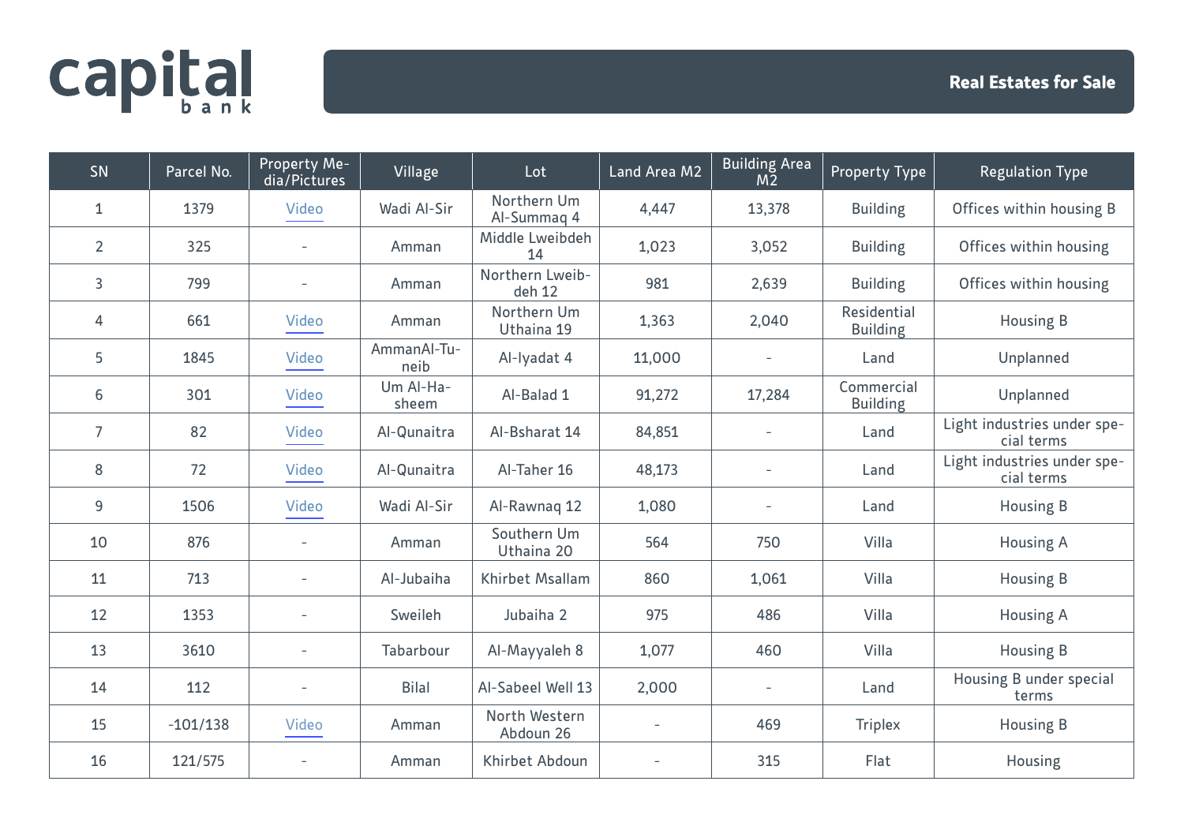# capital bank

## Real Estates for Sale

| SN | Parcel No. | Property Media/Pictures | Village | Lot | Land Area M2 | Building Area M2 | Property Type | Regulation Type |
|---|---|---|---|---|---|---|---|---|
| 1 | 1379 | Video | Wadi Al-Sir | Northern Um Al-Summaq 4 | 4,447 | 13,378 | Building | Offices within housing B |
| 2 | 325 | - | Amman | Middle Lweibdeh 14 | 1,023 | 3,052 | Building | Offices within housing |
| 3 | 799 | - | Amman | Northern Lweibdeh 12 | 981 | 2,639 | Building | Offices within housing |
| 4 | 661 | Video | Amman | Northern Um Uthaina 19 | 1,363 | 2,040 | Residential Building | Housing B |
| 5 | 1845 | Video | AmmanAl-Tuneib | Al-Iyadat 4 | 11,000 | - | Land | Unplanned |
| 6 | 301 | Video | Um Al-Hasheem | Al-Balad 1 | 91,272 | 17,284 | Commercial Building | Unplanned |
| 7 | 82 | Video | Al-Qunaitra | Al-Bsharat 14 | 84,851 | - | Land | Light industries under special terms |
| 8 | 72 | Video | Al-Qunaitra | Al-Taher 16 | 48,173 | - | Land | Light industries under special terms |
| 9 | 1506 | Video | Wadi Al-Sir | Al-Rawnaq 12 | 1,080 | - | Land | Housing B |
| 10 | 876 | - | Amman | Southern Um Uthaina 20 | 564 | 750 | Villa | Housing A |
| 11 | 713 | - | Al-Jubaiha | Khirbet Msallam | 860 | 1,061 | Villa | Housing B |
| 12 | 1353 | - | Sweileh | Jubaiha 2 | 975 | 486 | Villa | Housing A |
| 13 | 3610 | - | Tabarbour | Al-Mayyaleh 8 | 1,077 | 460 | Villa | Housing B |
| 14 | 112 | - | Bilal | Al-Sabeel Well 13 | 2,000 | - | Land | Housing B under special terms |
| 15 | -101/138 | Video | Amman | North Western Abdoun 26 | - | 469 | Triplex | Housing B |
| 16 | 121/575 | - | Amman | Khirbet Abdoun | - | 315 | Flat | Housing |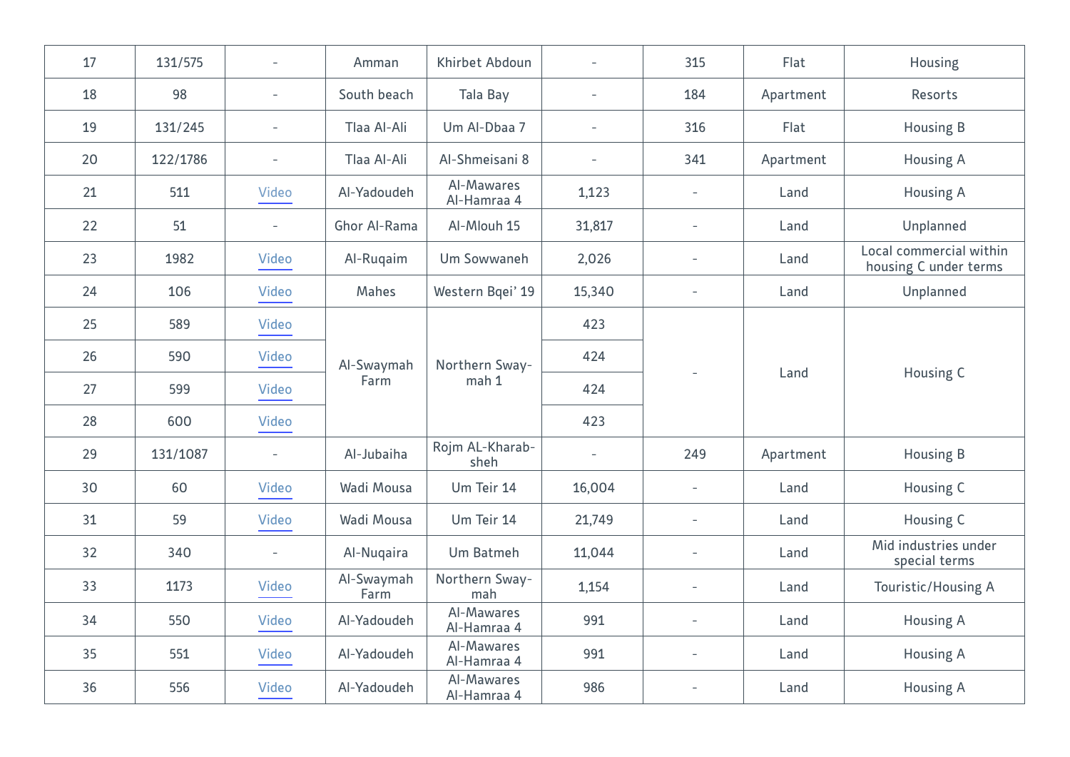| 17 | 131/575 | - | Amman | Khirbet Abdoun | - | 315 | Flat | Housing |
|---|---|---|---|---|---|---|---|---|
| 18 | 98 | - | South beach | Tala Bay | - | 184 | Apartment | Resorts |
| 19 | 131/245 | - | Tlaa Al-Ali | Um Al-Dbaa 7 | - | 316 | Flat | Housing B |
| 20 | 122/1786 | - | Tlaa Al-Ali | Al-Shmeisani 8 | - | 341 | Apartment | Housing A |
| 21 | 511 | Video | Al-Yadoudeh | Al-Mawares Al-Hamraa 4 | 1,123 | - | Land | Housing A |
| 22 | 51 | - | Ghor Al-Rama | Al-Mlouh 15 | 31,817 | - | Land | Unplanned |
| 23 | 1982 | Video | Al-Ruqaim | Um Sowwaneh | 2,026 | - | Land | Local commercial within housing C under terms |
| 24 | 106 | Video | Mahes | Western Bqei' 19 | 15,340 | - | Land | Unplanned |
| 25 | 589 | Video | Al-Swaymah Farm | Northern Sway-mah 1 | 423 | - | Land | Housing C |
| 26 | 590 | Video | | | 424 | | | |
| 27 | 599 | Video | | | 424 | | | |
| 28 | 600 | Video | | | 423 | | | |
| 29 | 131/1087 | - | Al-Jubaiha | Rojm AL-Kharab-sheh | - | 249 | Apartment | Housing B |
| 30 | 60 | Video | Wadi Mousa | Um Teir 14 | 16,004 | - | Land | Housing C |
| 31 | 59 | Video | Wadi Mousa | Um Teir 14 | 21,749 | - | Land | Housing C |
| 32 | 340 | - | Al-Nuqaira | Um Batmeh | 11,044 | - | Land | Mid industries under special terms |
| 33 | 1173 | Video | Al-Swaymah Farm | Northern Sway-mah | 1,154 | - | Land | Touristic/Housing A |
| 34 | 550 | Video | Al-Yadoudeh | Al-Mawares Al-Hamraa 4 | 991 | - | Land | Housing A |
| 35 | 551 | Video | Al-Yadoudeh | Al-Mawares Al-Hamraa 4 | 991 | - | Land | Housing A |
| 36 | 556 | Video | Al-Yadoudeh | Al-Mawares Al-Hamraa 4 | 986 | - | Land | Housing A |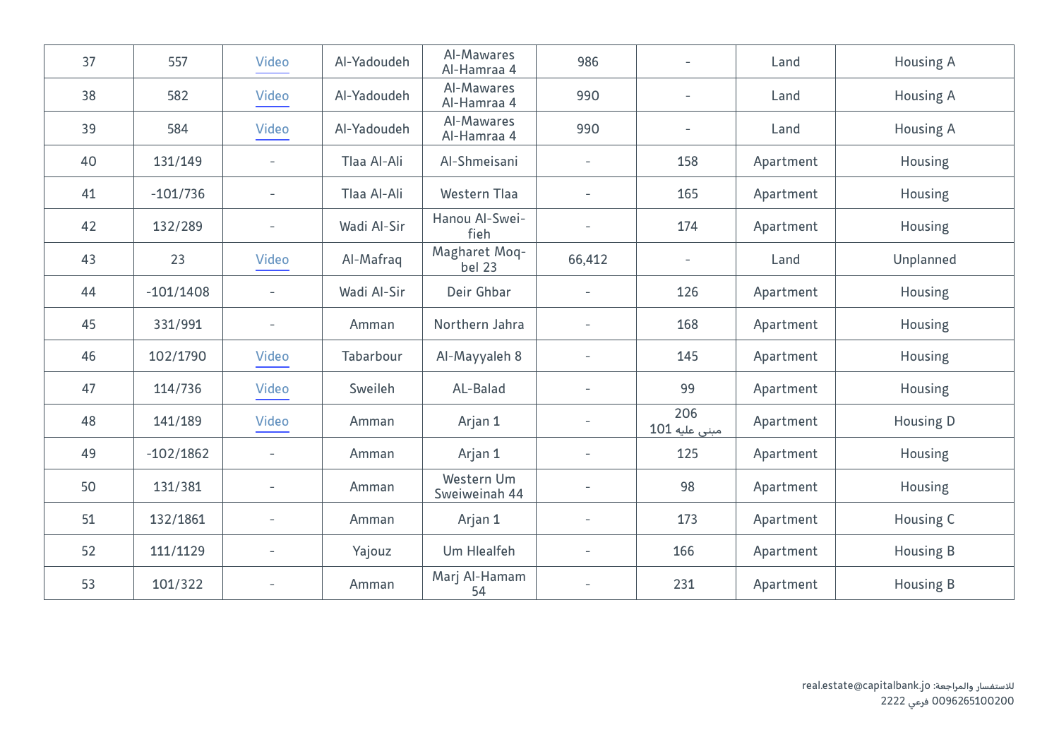| | | | | | | | | |
|---|---|---|---|---|---|---|---|---|
| 37 | 557 | Video | Al-Yadoudeh | Al-Mawares Al-Hamraa 4 | 986 | - | Land | Housing A |
| 38 | 582 | Video | Al-Yadoudeh | Al-Mawares Al-Hamraa 4 | 990 | - | Land | Housing A |
| 39 | 584 | Video | Al-Yadoudeh | Al-Mawares Al-Hamraa 4 | 990 | - | Land | Housing A |
| 40 | 131/149 | - | Tlaa Al-Ali | Al-Shmeisani | - | 158 | Apartment | Housing |
| 41 | -101/736 | - | Tlaa Al-Ali | Western Tlaa | - | 165 | Apartment | Housing |
| 42 | 132/289 | - | Wadi Al-Sir | Hanou Al-Sweifieh | - | 174 | Apartment | Housing |
| 43 | 23 | Video | Al-Mafraq | Magharet Moqbel 23 | 66,412 | - | Land | Unplanned |
| 44 | -101/1408 | - | Wadi Al-Sir | Deir Ghbar | - | 126 | Apartment | Housing |
| 45 | 331/991 | - | Amman | Northern Jahra | - | 168 | Apartment | Housing |
| 46 | 102/1790 | Video | Tabarbour | Al-Mayyaleh 8 | - | 145 | Apartment | Housing |
| 47 | 114/736 | Video | Sweileh | AL-Balad | - | 99 | Apartment | Housing |
| 48 | 141/189 | Video | Amman | Arjan 1 | - | 206 مبنى عليه 101 | Apartment | Housing D |
| 49 | -102/1862 | - | Amman | Arjan 1 | - | 125 | Apartment | Housing |
| 50 | 131/381 | - | Amman | Western Um Sweiweinah 44 | - | 98 | Apartment | Housing |
| 51 | 132/1861 | - | Amman | Arjan 1 | - | 173 | Apartment | Housing C |
| 52 | 111/1129 | - | Yajouz | Um Hlealfeh | - | 166 | Apartment | Housing B |
| 53 | 101/322 | - | Amman | Marj Al-Hamam 54 | - | 231 | Apartment | Housing B |

للاستفسار والمراجعة: real.estate@capitalbank.jo
0096265100200 فرعي 2222